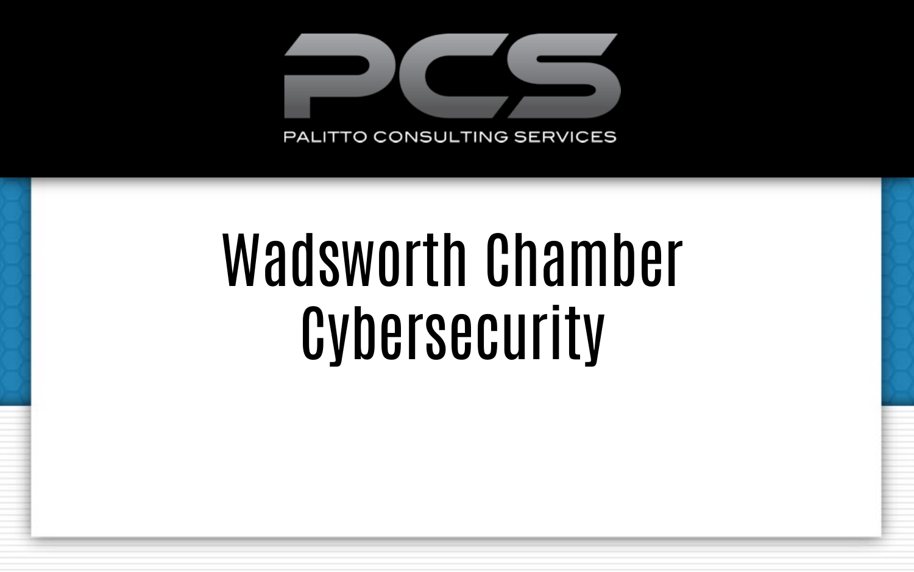PCS

PALITTO CONSULTING SERVICES

# Wadsworth Chamber Cybersecurity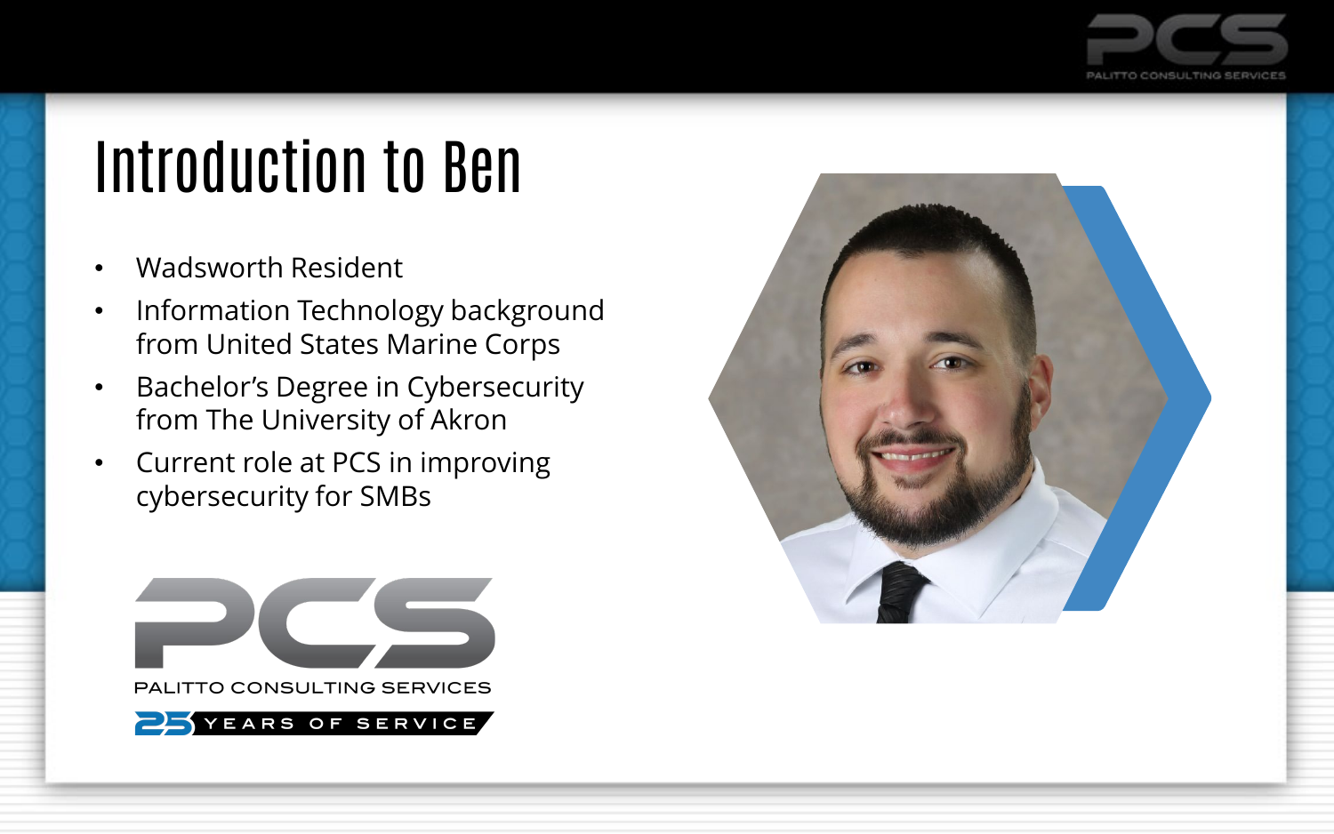# Introduction to Ben

- Wadsworth Resident
- Information Technology background from United States Marine Corps
- Bachelor's Degree in Cybersecurity from The University of Akron
- Current role at PCS in improving cybersecurity for SMBs

PCS
PALITTO CONSULTING SERVICES
25 YEARS OF SERVICE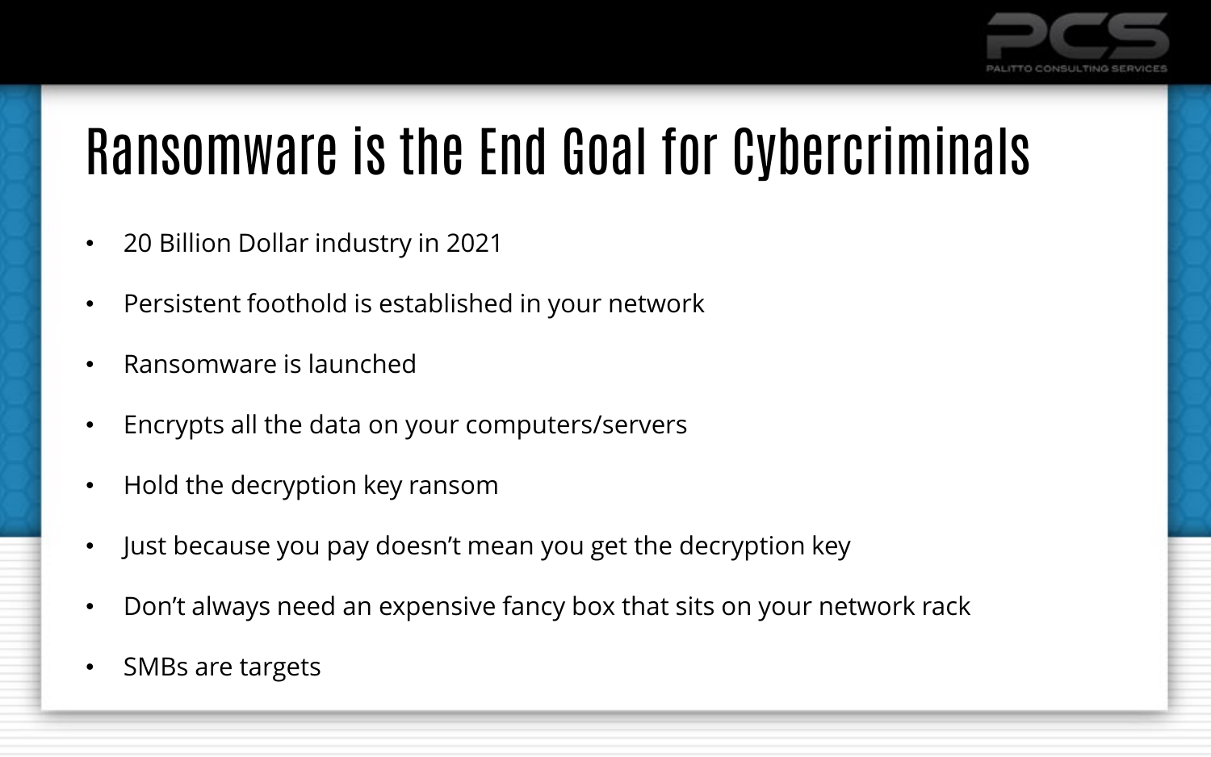# Ransomware is the End Goal for Cybercriminals

- 20 Billion Dollar industry in 2021
- Persistent foothold is established in your network
- Ransomware is launched
- Encrypts all the data on your computers/servers
- Hold the decryption key ransom
- Just because you pay doesn't mean you get the decryption key
- Don't always need an expensive fancy box that sits on your network rack
- SMBs are targets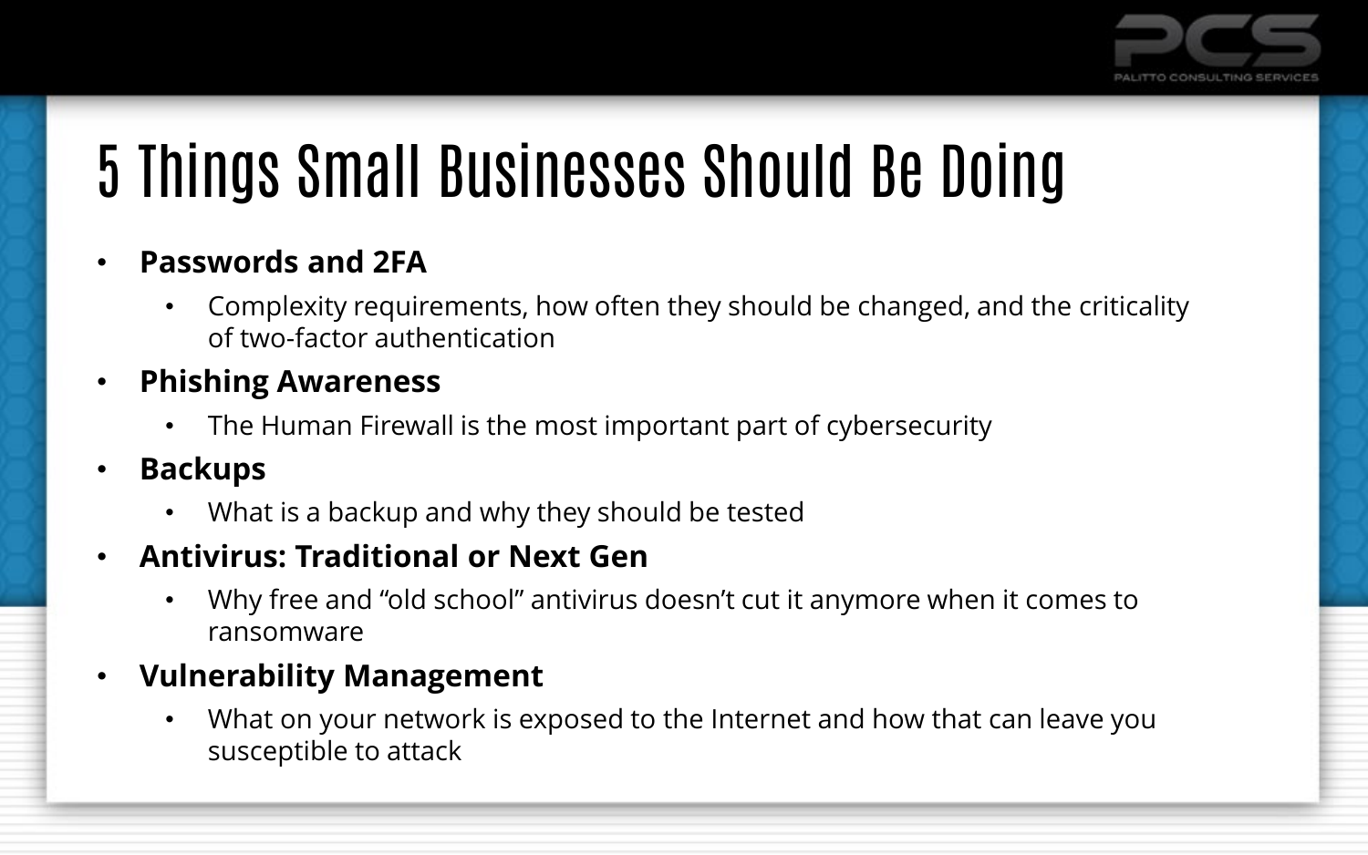# 5 Things Small Businesses Should Be Doing

- **Passwords and 2FA**
  - Complexity requirements, how often they should be changed, and the criticality of two-factor authentication
- **Phishing Awareness**
  - The Human Firewall is the most important part of cybersecurity
- **Backups**
  - What is a backup and why they should be tested
- **Antivirus: Traditional or Next Gen**
  - Why free and "old school" antivirus doesn't cut it anymore when it comes to ransomware
- **Vulnerability Management**
  - What on your network is exposed to the Internet and how that can leave you susceptible to attack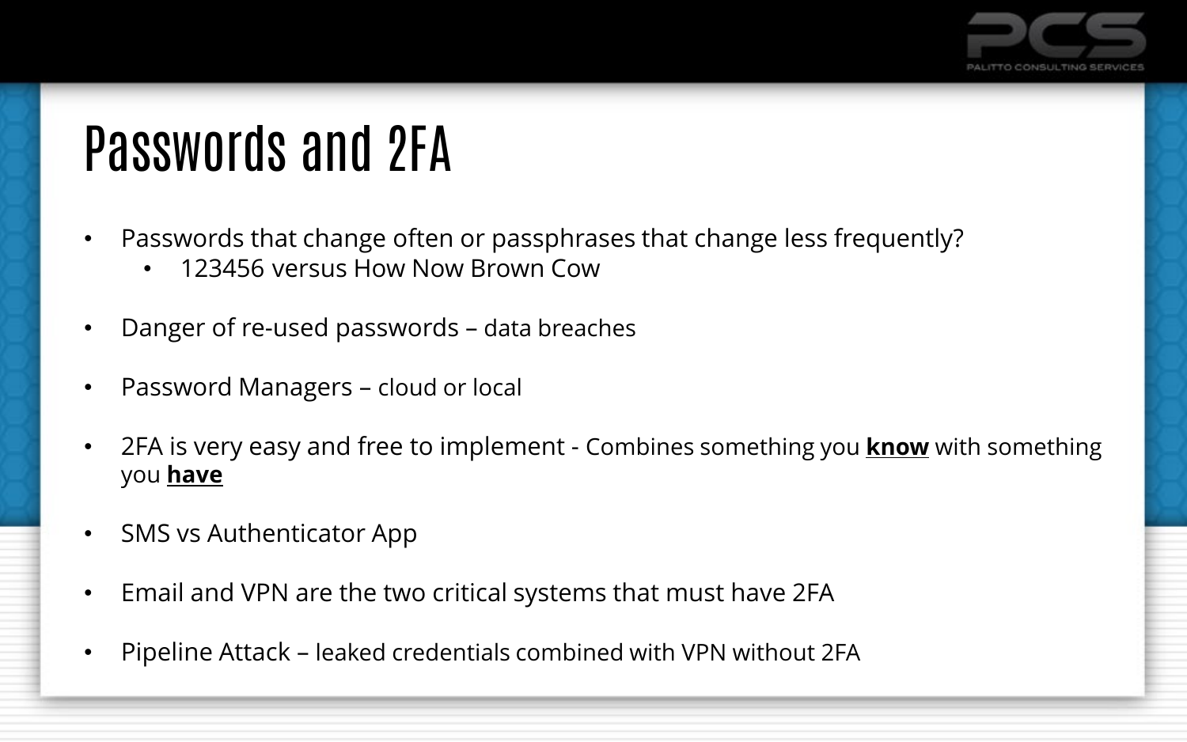# Passwords and 2FA

- Passwords that change often or passphrases that change less frequently?
  - 123456 versus How Now Brown Cow
- Danger of re-used passwords – data breaches
- Password Managers – cloud or local
- 2FA is very easy and free to implement - Combines something you **know** with something you **have**
- SMS vs Authenticator App
- Email and VPN are the two critical systems that must have 2FA
- Pipeline Attack – leaked credentials combined with VPN without 2FA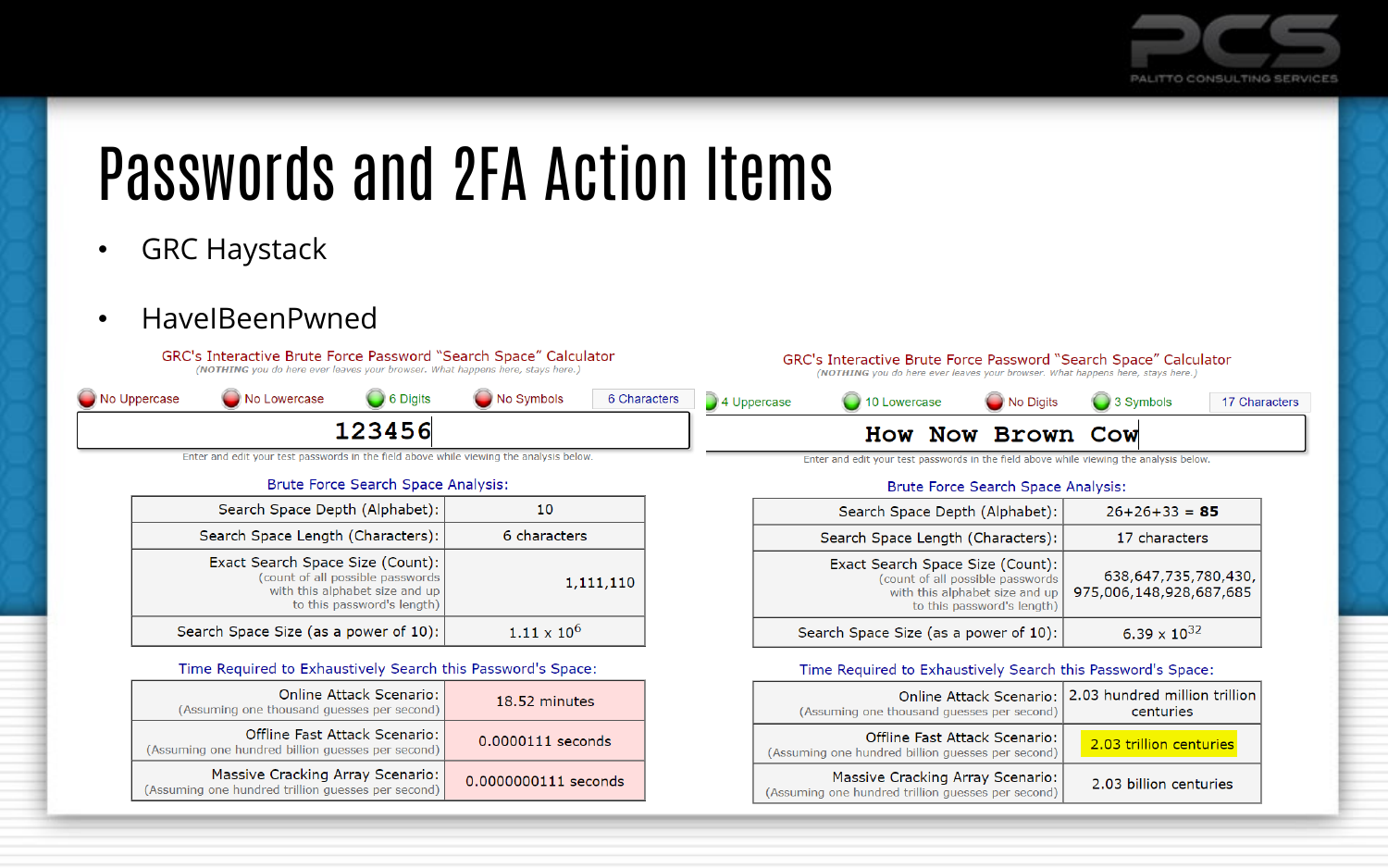# Passwords and 2FA Action Items

- GRC Haystack
- HaveIBeenPwned

GRC's Interactive Brute Force Password "Search Space" Calculator

*(NOTHING you do here ever leaves your browser. What happens here, stays here.)*

No Uppercase | No Lowercase | 6 Digits | No Symbols | 6 Characters

**123456**

Enter and edit your test passwords in the field above while viewing the analysis below.

**Brute Force Search Space Analysis:**

| | |
|---|---|
| Search Space Depth (Alphabet): | 10 |
| Search Space Length (Characters): | 6 characters |
| Exact Search Space Size (Count): (count of all possible passwords with this alphabet size and up to this password's length) | 1,111,110 |
| Search Space Size (as a power of 10): | $1.11 \times 10^{6}$ |

**Time Required to Exhaustively Search this Password's Space:**

| | |
|---|---|
| Online Attack Scenario: (Assuming one thousand guesses per second) | 18.52 minutes |
| Offline Fast Attack Scenario: (Assuming one hundred billion guesses per second) | 0.0000111 seconds |
| Massive Cracking Array Scenario: (Assuming one hundred trillion guesses per second) | 0.0000000111 seconds |

GRC's Interactive Brute Force Password "Search Space" Calculator

*(NOTHING you do here ever leaves your browser. What happens here, stays here.)*

4 Uppercase | 10 Lowercase | No Digits | 3 Symbols | 17 Characters

**How Now Brown Cow**

Enter and edit your test passwords in the field above while viewing the analysis below.

**Brute Force Search Space Analysis:**

| | |
|---|---|
| Search Space Depth (Alphabet): | 26+26+33 = **85** |
| Search Space Length (Characters): | 17 characters |
| Exact Search Space Size (Count): (count of all possible passwords with this alphabet size and up to this password's length) | 638,647,735,780,430, 975,006,148,928,687,685 |
| Search Space Size (as a power of 10): | $6.39 \times 10^{32}$ |

**Time Required to Exhaustively Search this Password's Space:**

| | |
|---|---|
| Online Attack Scenario: (Assuming one thousand guesses per second) | 2.03 hundred million trillion centuries |
| Offline Fast Attack Scenario: (Assuming one hundred billion guesses per second) | 2.03 trillion centuries |
| Massive Cracking Array Scenario: (Assuming one hundred trillion guesses per second) | 2.03 billion centuries |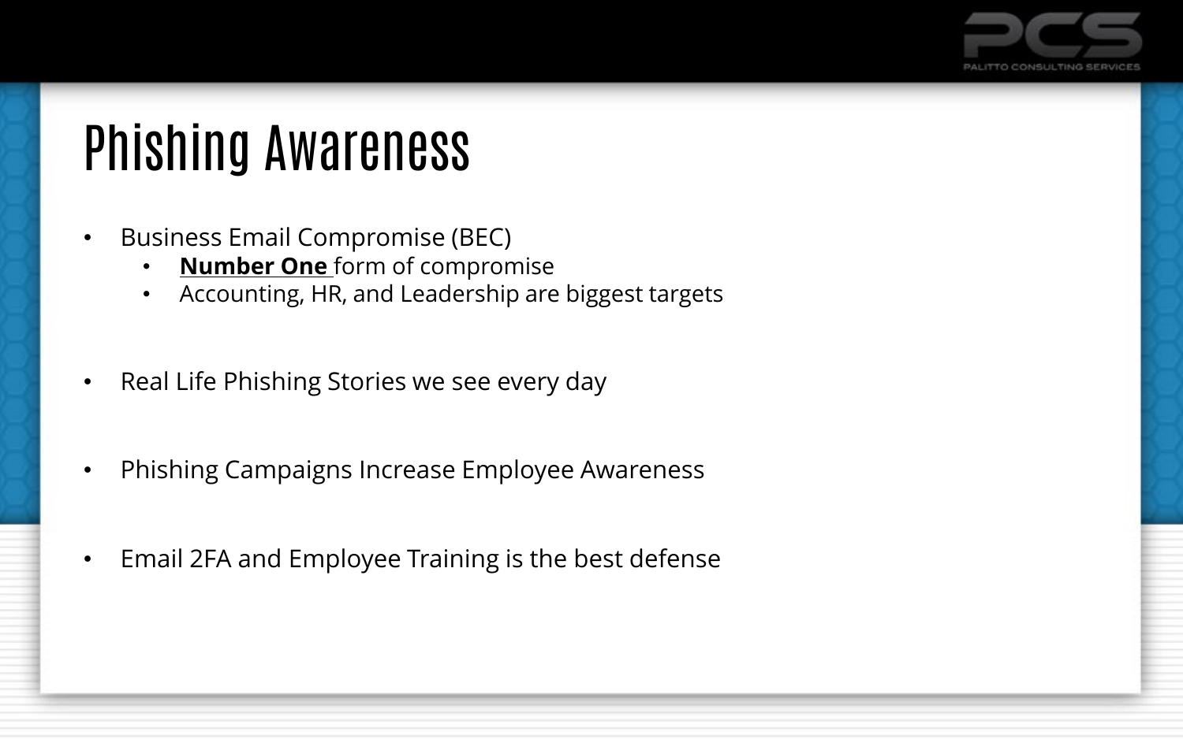# Phishing Awareness

- Business Email Compromise (BEC)
  - **Number One** form of compromise
  - Accounting, HR, and Leadership are biggest targets

- Real Life Phishing Stories we see every day

- Phishing Campaigns Increase Employee Awareness

- Email 2FA and Employee Training is the best defense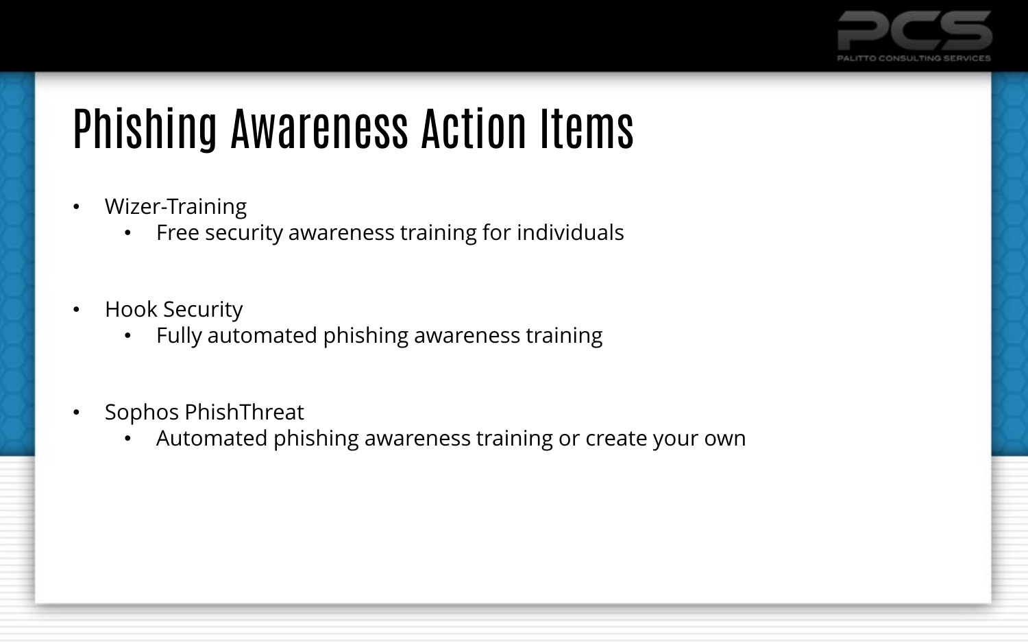# Phishing Awareness Action Items

- Wizer-Training
  - Free security awareness training for individuals

- Hook Security
  - Fully automated phishing awareness training

- Sophos PhishThreat
  - Automated phishing awareness training or create your own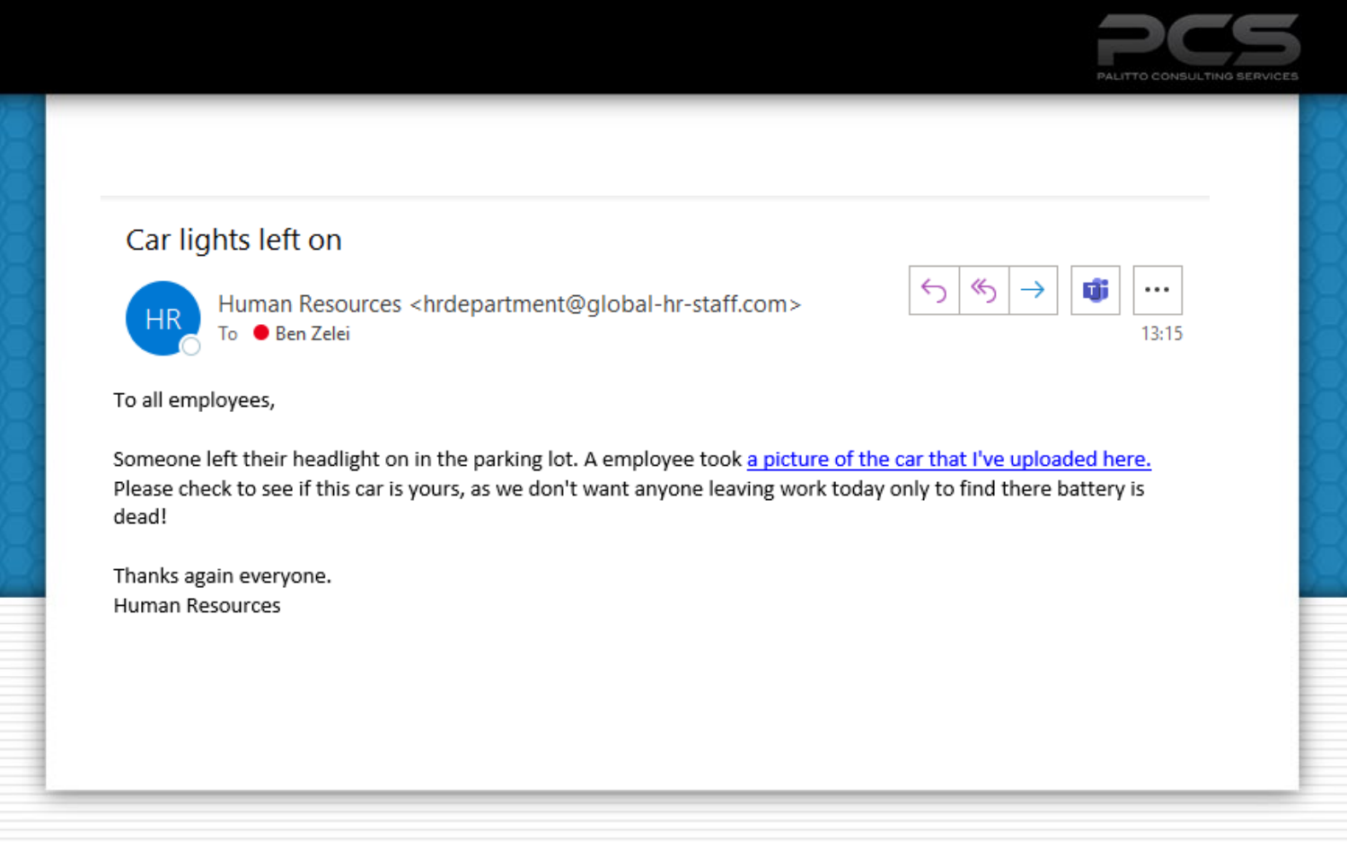# Car lights left on

Human Resources <hrdepartment@global-hr-staff.com>
To Ben Zelei

13:15

To all employees,

Someone left their headlight on in the parking lot. A employee took a picture of the car that I've uploaded here. Please check to see if this car is yours, as we don't want anyone leaving work today only to find there battery is dead!

Thanks again everyone.
Human Resources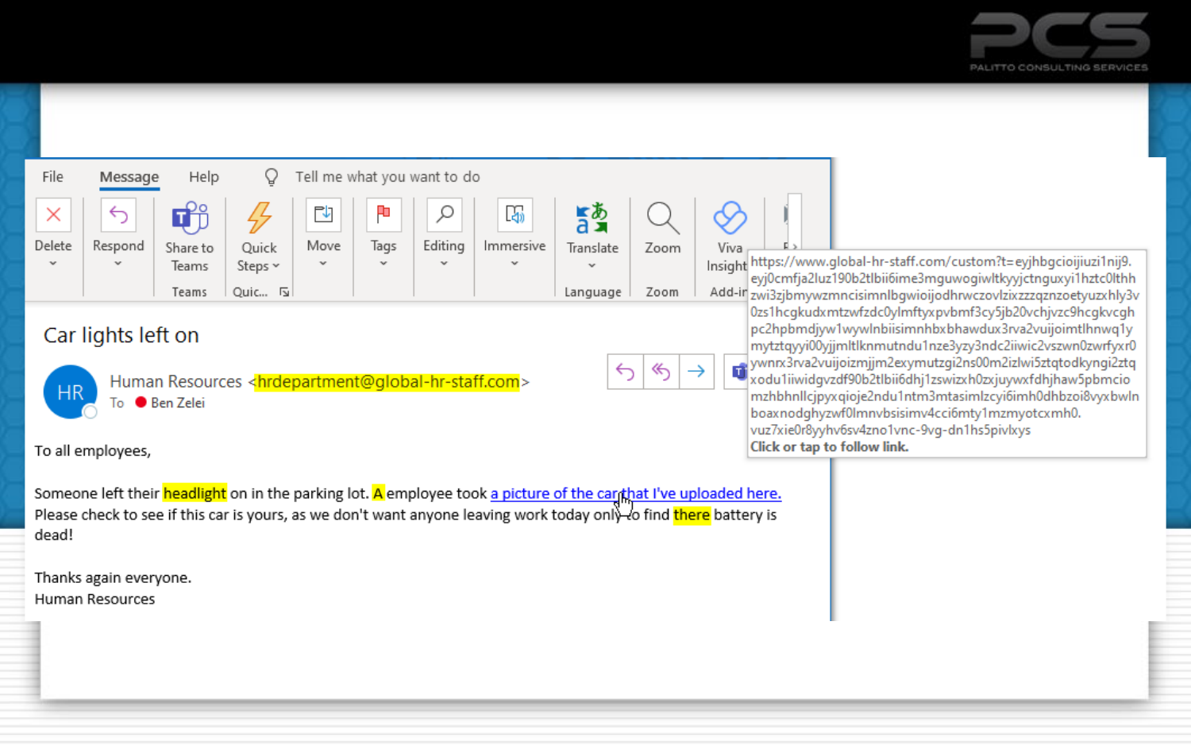File Message Help Tell me what you want to do

Delete | Respond | Share to Teams | Quick Steps | Move | Tags | Editing | Immersive | Translate | Zoom | Viva Insights

Teams | Quic... | Language | Zoom | Add-in

https://www.global-hr-staff.com/custom?t=eyjhbgcioijiuzi1nij9.eyj0cmfja2luz190b2tlbii6ime3mguwogiwltkyyjctnguxyi1hztc0lthhzwi3zjbmywzmncisimnlbgwioijodhrwczovlzixzzzqznzoetyuzxhly3v0zs1hcgkudxmtzwfzdc0ylmftyxpvbmf3cy5jb20vchjvzc9hcgkvcghpc2hpbmdjyw1wywlnbiisimnhbxbhawdux3rva2vuijoimtlhnwq1ymytztqyyi00yjjmltlknmutndu1nze3yzy3ndc2iiwic2vszwn0zwfyxr0ywnrx3rva2vuijoizmjjm2exymutzgi2ns00m2izlwi5ztqtodkyngi2ztqxodu1iiwidgvzdf90b2tlbii6dhj1zswizxh0zxjuywxfdhjhaw5pbmciomzhbhnllcjpyxqioje2ndu1ntm3mtasimlzcyi6imh0dhbzoi8vyxbwlnboaxnodghyzwf0lmnvbsisimv4cci6mty1mzmyotcxmh0.vuz7xie0r8yyhv6sv4zno1vnc-9vg-dn1hs5pivlxys

**Click or tap to follow link.**

# Car lights left on

HR Human Resources <hrdepartment@global-hr-staff.com>

To Ben Zelei

To all employees,

Someone left their headlight on in the parking lot. A employee took a picture of the car that I've uploaded here. Please check to see if this car is yours, as we don't want anyone leaving work today only to find there battery is dead!

Thanks again everyone.
Human Resources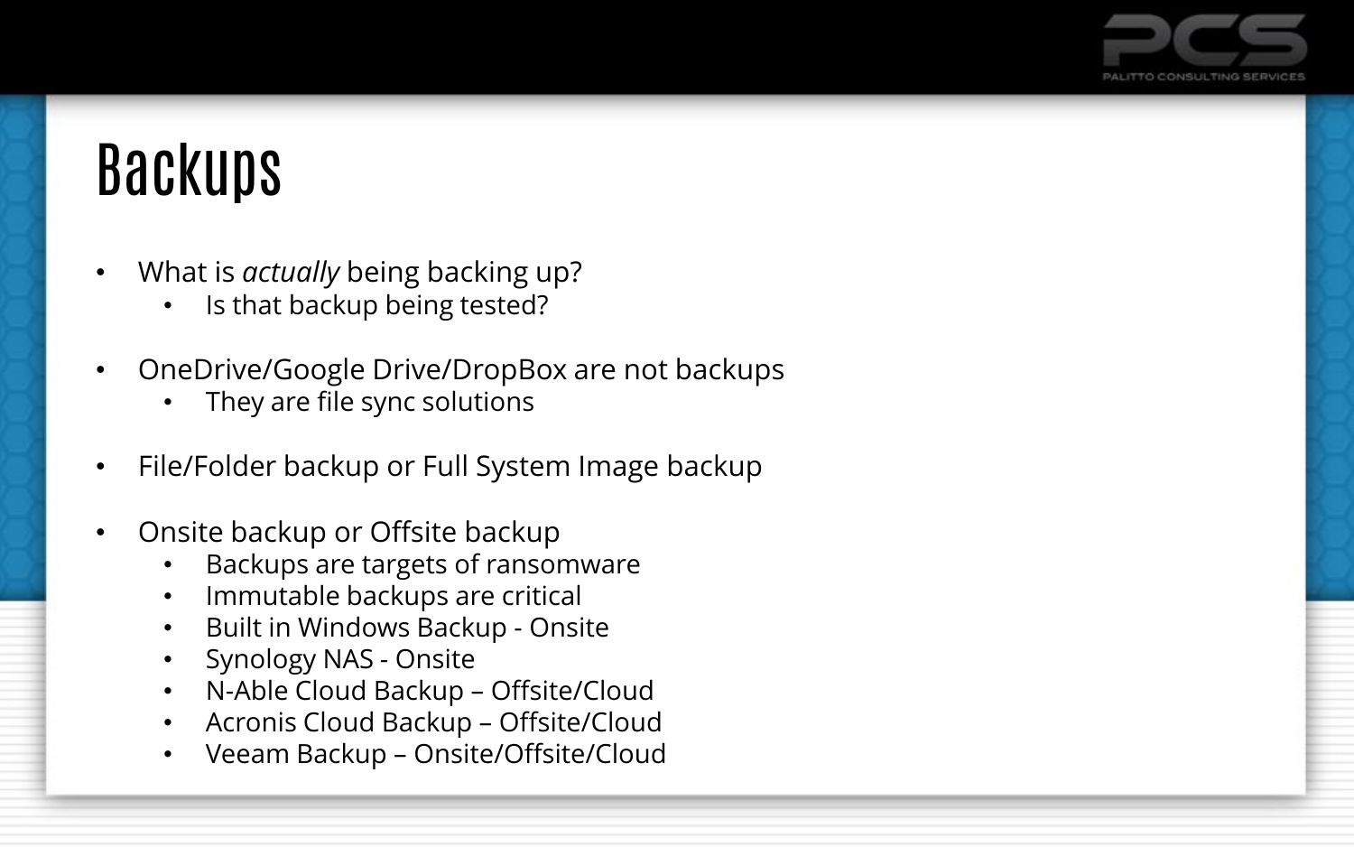# Backups

- What is *actually* being backing up?
  - Is that backup being tested?

- OneDrive/Google Drive/DropBox are not backups
  - They are file sync solutions

- File/Folder backup or Full System Image backup

- Onsite backup or Offsite backup
  - Backups are targets of ransomware
  - Immutable backups are critical
  - Built in Windows Backup - Onsite
  - Synology NAS - Onsite
  - N-Able Cloud Backup – Offsite/Cloud
  - Acronis Cloud Backup – Offsite/Cloud
  - Veeam Backup – Onsite/Offsite/Cloud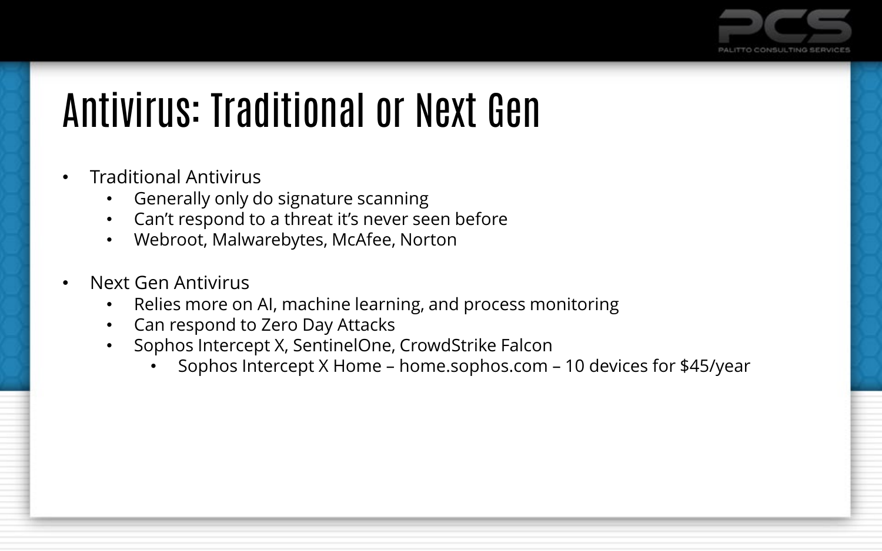# Antivirus: Traditional or Next Gen

- Traditional Antivirus
  - Generally only do signature scanning
  - Can't respond to a threat it's never seen before
  - Webroot, Malwarebytes, McAfee, Norton

- Next Gen Antivirus
  - Relies more on AI, machine learning, and process monitoring
  - Can respond to Zero Day Attacks
  - Sophos Intercept X, SentinelOne, CrowdStrike Falcon
    - Sophos Intercept X Home – home.sophos.com – 10 devices for $45/year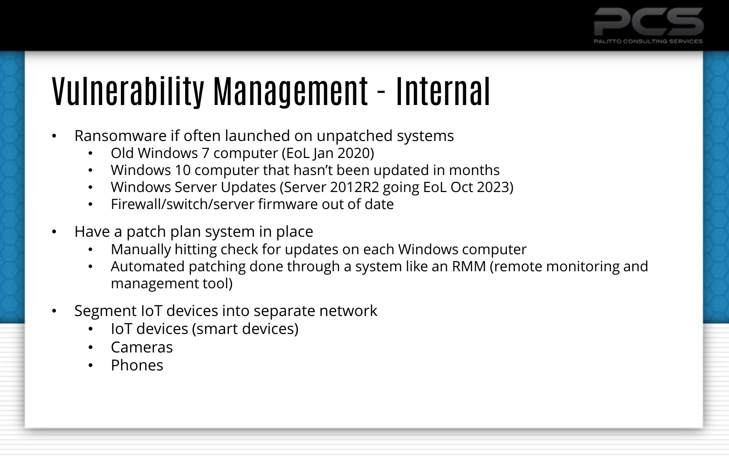# Vulnerability Management - Internal

- Ransomware if often launched on unpatched systems
  - Old Windows 7 computer (EoL Jan 2020)
  - Windows 10 computer that hasn't been updated in months
  - Windows Server Updates (Server 2012R2 going EoL Oct 2023)
  - Firewall/switch/server firmware out of date
- Have a patch plan system in place
  - Manually hitting check for updates on each Windows computer
  - Automated patching done through a system like an RMM (remote monitoring and management tool)
- Segment IoT devices into separate network
  - IoT devices (smart devices)
  - Cameras
  - Phones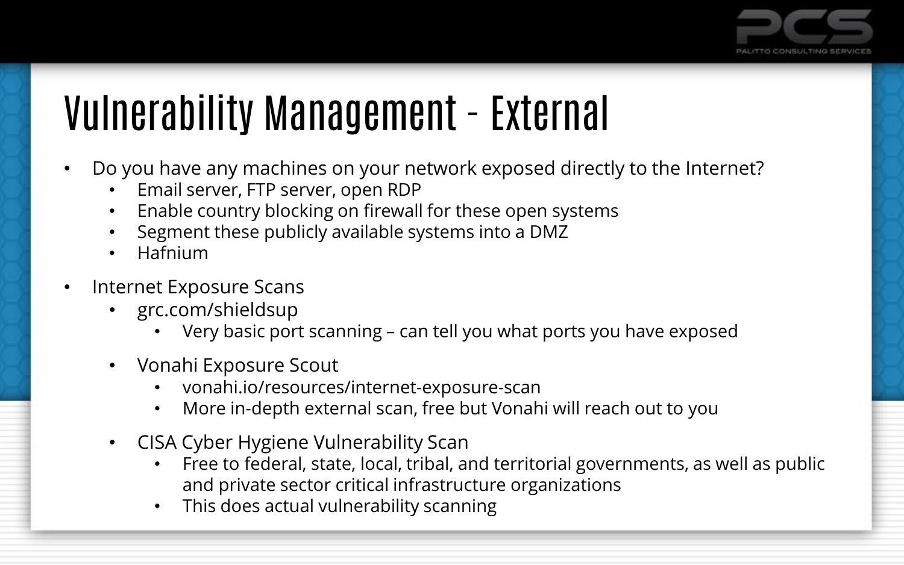# Vulnerability Management - External

- Do you have any machines on your network exposed directly to the Internet?
  - Email server, FTP server, open RDP
  - Enable country blocking on firewall for these open systems
  - Segment these publicly available systems into a DMZ
  - Hafnium
- Internet Exposure Scans
  - grc.com/shieldsup
    - Very basic port scanning – can tell you what ports you have exposed
  - Vonahi Exposure Scout
    - vonahi.io/resources/internet-exposure-scan
    - More in-depth external scan, free but Vonahi will reach out to you
  - CISA Cyber Hygiene Vulnerability Scan
    - Free to federal, state, local, tribal, and territorial governments, as well as public and private sector critical infrastructure organizations
    - This does actual vulnerability scanning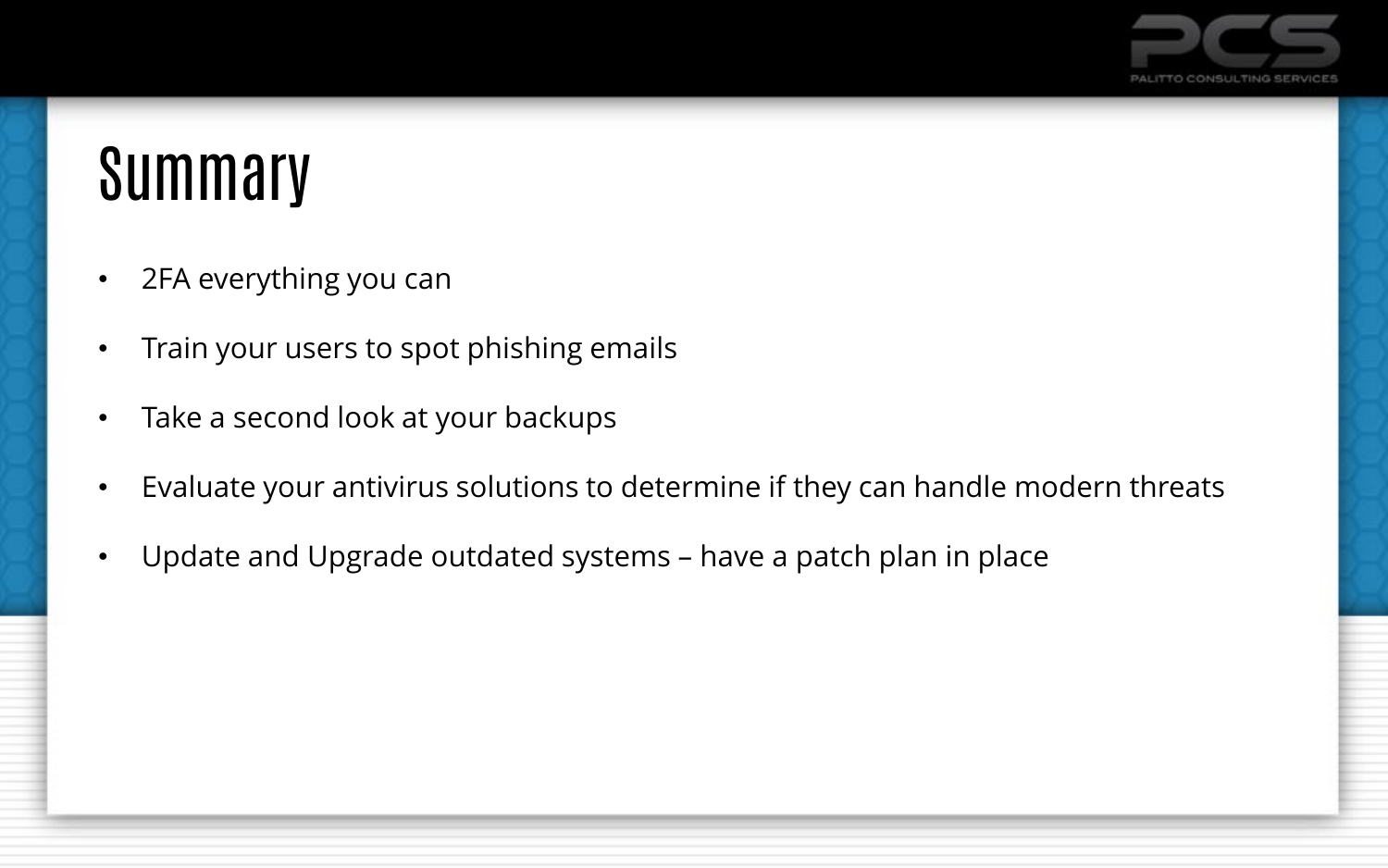# Summary

- 2FA everything you can
- Train your users to spot phishing emails
- Take a second look at your backups
- Evaluate your antivirus solutions to determine if they can handle modern threats
- Update and Upgrade outdated systems – have a patch plan in place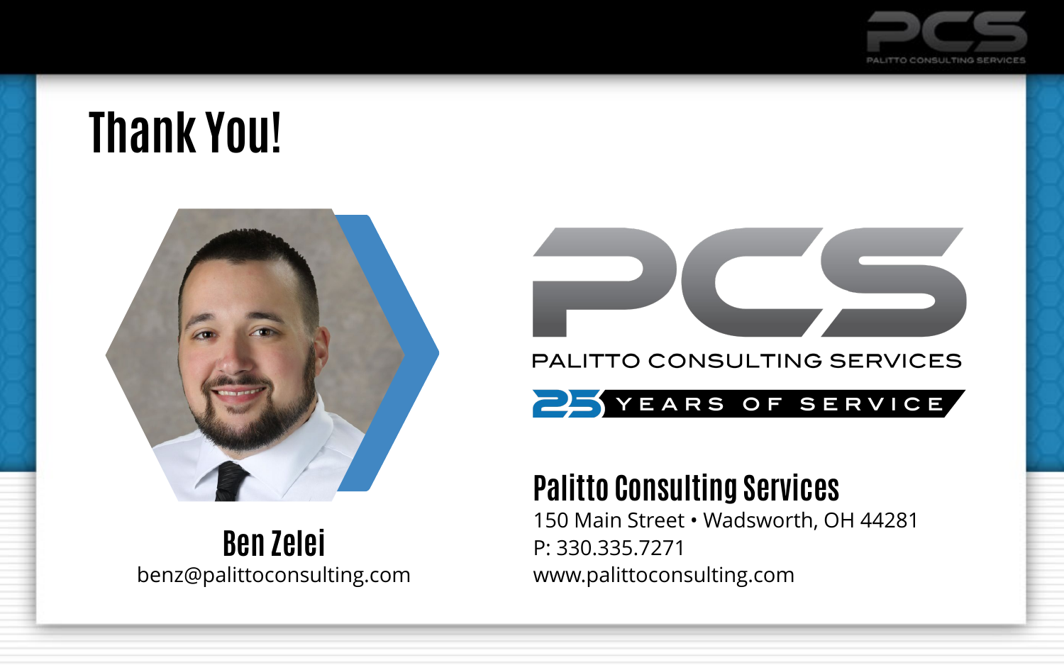# Thank You!

**Ben Zelei**
benz@palittoconsulting.com

PCS

PALITTO CONSULTING SERVICES

25 YEARS OF SERVICE

**Palitto Consulting Services**
150 Main Street • Wadsworth, OH 44281
P: 330.335.7271
www.palittoconsulting.com